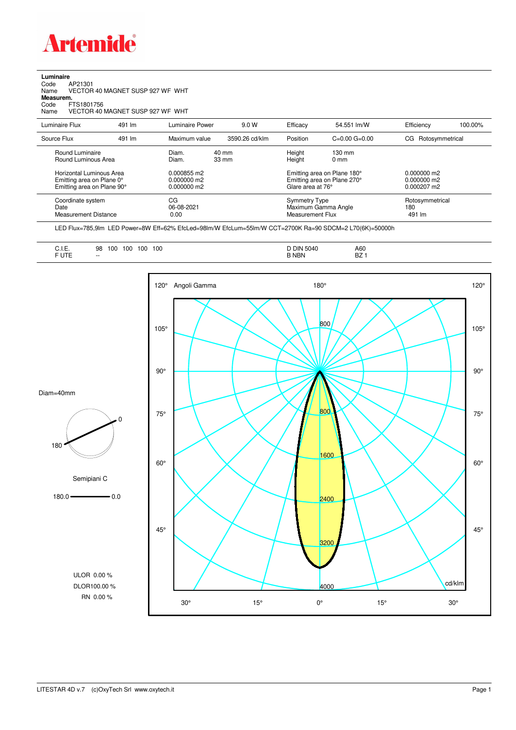# Artemide

**Luminaire**
Code AP21301
Name VECTOR 40 MAGNET SUSP 927 WF WHT
**Measurem.**
Code FTS1801756
Name VECTOR 40 MAGNET SUSP 927 WF WHT

| Luminaire Flux | 491 lm | Luminaire Power | 9.0 W | Efficacy | 54.551 lm/W | Efficiency | 100.00% |
|---|---|---|---|---|---|---|---|
| Source Flux | 491 lm | Maximum value | 3590.26 cd/klm | Position | C=0.00 G=0.00 | CG | Rotosymmetrical |

| | | | | | |
|---|---|---|---|---|---|
| Round Luminaire | Diam. | 40 mm | Height | 130 mm | |
| Round Luminous Area | Diam. | 33 mm | Height | 0 mm | |
| Horizontal Luminous Area | 0.000855 m2 | | Emitting area on Plane 180° | | 0.000000 m2 |
| Emitting area on Plane 0° | 0.000000 m2 | | Emitting area on Plane 270° | | 0.000000 m2 |
| Emitting area on Plane 90° | 0.000000 m2 | | Glare area at 76° | | 0.000207 m2 |
| Coordinate system | CG | | Symmetry Type | | Rotosymmetrical |
| Date | 06-08-2021 | | Maximum Gamma Angle | | 180 |
| Measurement Distance | 0.00 | | Measurement Flux | | 491 lm |

LED Flux=785,9lm LED Power=8W Eff=62% EfcLed=98lm/W EfcLum=55lm/W CCT=2700K Ra=90 SDCM=2 L70(6K)=50000h

| | | | |
|---|---|---|---|
| C.I.E. | 98 100 100 100 100 | D DIN 5040 | A60 |
| F UTE | -- | B NBN | BZ 1 |

Diam=40mm

Semipiani C

180.0 — 0.0

ULOR 0.00 %
DLOR100.00 %
RN 0.00 %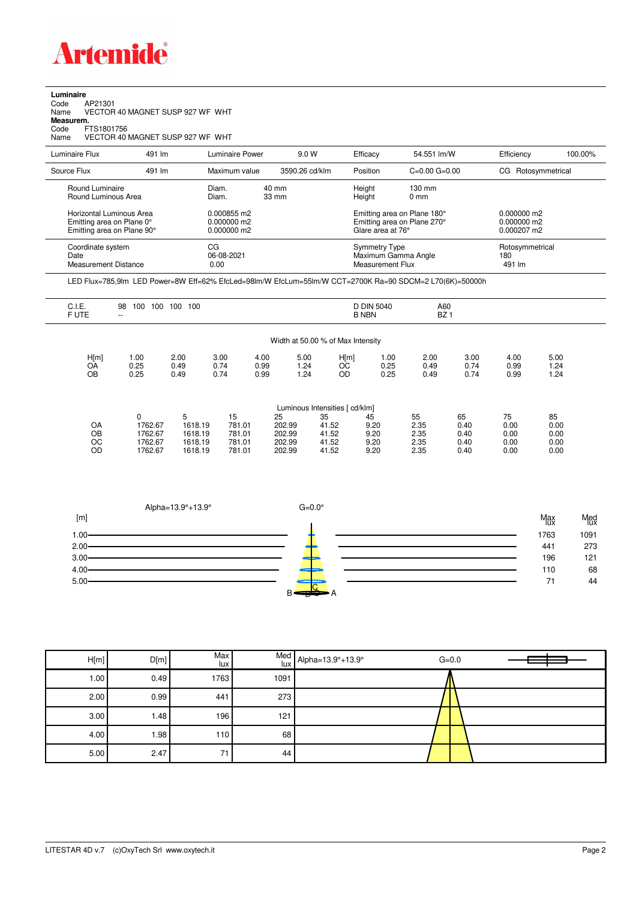Artemide

**Luminaire**

Code AP21301

Name VECTOR 40 MAGNET SUSP 927 WF WHT

**Measurem.**

Code FTS1801756

Name VECTOR 40 MAGNET SUSP 927 WF WHT

| | | | | | | | |
|---|---|---|---|---|---|---|---|
| Luminaire Flux | 491 lm | Luminaire Power | 9.0 W | Efficacy | 54.551 lm/W | Efficiency | 100.00% |
| Source Flux | 491 lm | Maximum value | 3590.26 cd/klm | Position | C=0.00 G=0.00 | CG | Rotosymmetrical |

| | | | | | |
|---|---|---|---|---|---|
| Round Luminaire | Diam. | 40 mm | Height | 130 mm | |
| Round Luminous Area | Diam. | 33 mm | Height | 0 mm | |
| Horizontal Luminous Area | 0.000855 m2 | | Emitting area on Plane 180° | | 0.000000 m2 |
| Emitting area on Plane 0° | 0.000000 m2 | | Emitting area on Plane 270° | | 0.000000 m2 |
| Emitting area on Plane 90° | 0.000000 m2 | | Glare area at 76° | | 0.000207 m2 |
| Coordinate system | CG | | Symmetry Type | | Rotosymmetrical |
| Date | 06-08-2021 | | Maximum Gamma Angle | | 180 |
| Measurement Distance | 0.00 | | Measurement Flux | | 491 lm |

LED Flux=785,9lm LED Power=8W Eff=62% EfcLed=98lm/W EfcLum=55lm/W CCT=2700K Ra=90 SDCM=2 L70(6K)=50000h

| | | | |
|---|---|---|---|
| C.I.E. | 98 100 100 100 100 | D DIN 5040 | A60 |
| F UTE | -- | B NBN | BZ 1 |

Width at 50.00 % of Max Intensity

| H[m] | 1.00 | 2.00 | 3.00 | 4.00 | 5.00 | H[m] | 1.00 | 2.00 | 3.00 | 4.00 | 5.00 |
|---|---|---|---|---|---|---|---|---|---|---|---|
| OA | 0.25 | 0.49 | 0.74 | 0.99 | 1.24 | OC | 0.25 | 0.49 | 0.74 | 0.99 | 1.24 |
| OB | 0.25 | 0.49 | 0.74 | 0.99 | 1.24 | OD | 0.25 | 0.49 | 0.74 | 0.99 | 1.24 |

Luminous Intensities [ cd/klm]

| | 0 | 5 | 15 | 25 | 35 | 45 | 55 | 65 | 75 | 85 |
|---|---|---|---|---|---|---|---|---|---|---|
| OA | 1762.67 | 1618.19 | 781.01 | 202.99 | 41.52 | 9.20 | 2.35 | 0.40 | 0.00 | 0.00 |
| OB | 1762.67 | 1618.19 | 781.01 | 202.99 | 41.52 | 9.20 | 2.35 | 0.40 | 0.00 | 0.00 |
| OC | 1762.67 | 1618.19 | 781.01 | 202.99 | 41.52 | 9.20 | 2.35 | 0.40 | 0.00 | 0.00 |
| OD | 1762.67 | 1618.19 | 781.01 | 202.99 | 41.52 | 9.20 | 2.35 | 0.40 | 0.00 | 0.00 |

Alpha=13.9°+13.9°

G=0.0°

[m]

Max lux

Med lux

1.00 1763 1091

2.00 441 273

3.00 196 121

4.00 110 68

5.00 71 44

B A C D

| H[m] | D[m] | Max lux | Med lux | Alpha=13.9°+13.9° G=0.0 |
|---|---|---|---|---|
| 1.00 | 0.49 | 1763 | 1091 | |
| 2.00 | 0.99 | 441 | 273 | |
| 3.00 | 1.48 | 196 | 121 | |
| 4.00 | 1.98 | 110 | 68 | |
| 5.00 | 2.47 | 71 | 44 | |

LITESTAR 4D v.7 (c)OxyTech Srl www.oxytech.it